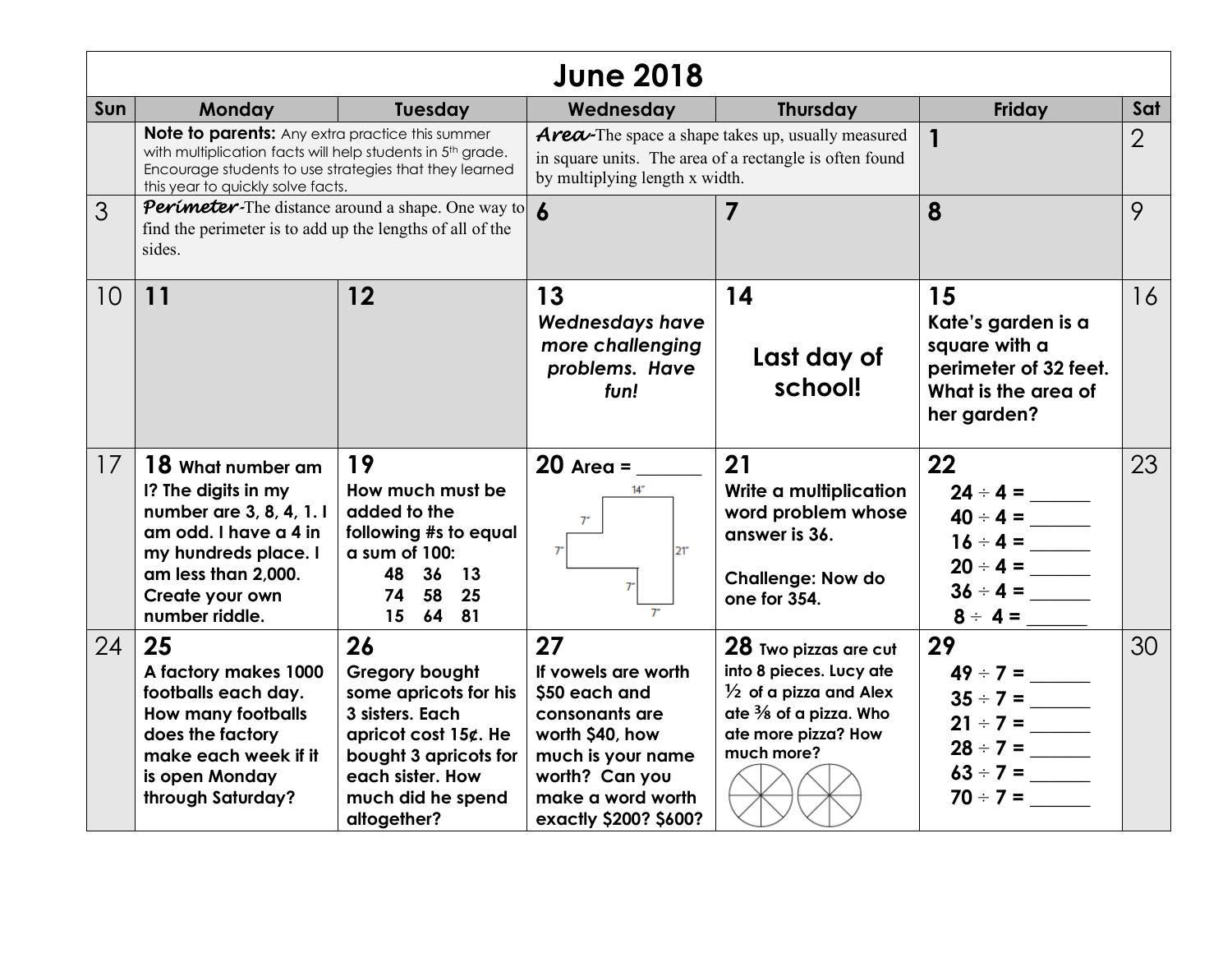# June 2018

| Sun | Monday | Tuesday | Wednesday | Thursday | Friday | Sat |
|---|---|---|---|---|---|---|
| | **Note to parents:** Any extra practice this summer with multiplication facts will help students in 5th grade. Encourage students to use strategies that they learned this year to quickly solve facts. | | ***Area***-The space a shape takes up, usually measured in square units. The area of a rectangle is often found by multiplying length x width. | | **1** | 2 |
| 3 | ***Perimeter***-The distance around a shape. One way to find the perimeter is to add up the lengths of all of the sides. | | **6** | **7** | **8** | 9 |
| 10 | **11** | **12** | **13** ***Wednesdays have more challenging problems. Have fun!*** | **14** **Last day of school!** | **15** **Kate's garden is a square with a perimeter of 32 feet. What is the area of her garden?** | 16 |
| 17 | **18 What number am I? The digits in my number are 3, 8, 4, 1. I am odd. I have a 4 in my hundreds place. I am less than 2,000. Create your own number riddle.** | **19** **How much must be added to the following #s to equal a sum of 100:** **48 36 13** **74 58 25** **15 64 81** | **20 Area = \_\_\_\_\_\_** 14" 7" 7" 21" 7" 7" | **21** **Write a multiplication word problem whose answer is 36.** **Challenge: Now do one for 354.** | **22** **$24 \div 4 =$ \_\_\_\_\_\_** **$40 \div 4 =$ \_\_\_\_\_\_** **$16 \div 4 =$ \_\_\_\_\_\_** **$20 \div 4 =$ \_\_\_\_\_\_** **$36 \div 4 =$ \_\_\_\_\_\_** **$8 \div 4 =$ \_\_\_\_\_\_** | 23 |
| 24 | **25** **A factory makes 1000 footballs each day. How many footballs does the factory make each week if it is open Monday through Saturday?** | **26** **Gregory bought some apricots for his 3 sisters. Each apricot cost 15¢. He bought 3 apricots for each sister. How much did he spend altogether?** | **27** **If vowels are worth \$50 each and consonants are worth \$40, how much is your name worth? Can you make a word worth exactly \$200? \$600?** | **28 Two pizzas are cut into 8 pieces. Lucy ate ½ of a pizza and Alex ate ⅜ of a pizza. Who ate more pizza? How much more?** | **29** **$49 \div 7 =$ \_\_\_\_\_\_** **$35 \div 7 =$ \_\_\_\_\_\_** **$21 \div 7 =$ \_\_\_\_\_\_** **$28 \div 7 =$ \_\_\_\_\_\_** **$63 \div 7 =$ \_\_\_\_\_\_** **$70 \div 7 =$ \_\_\_\_\_\_** | 30 |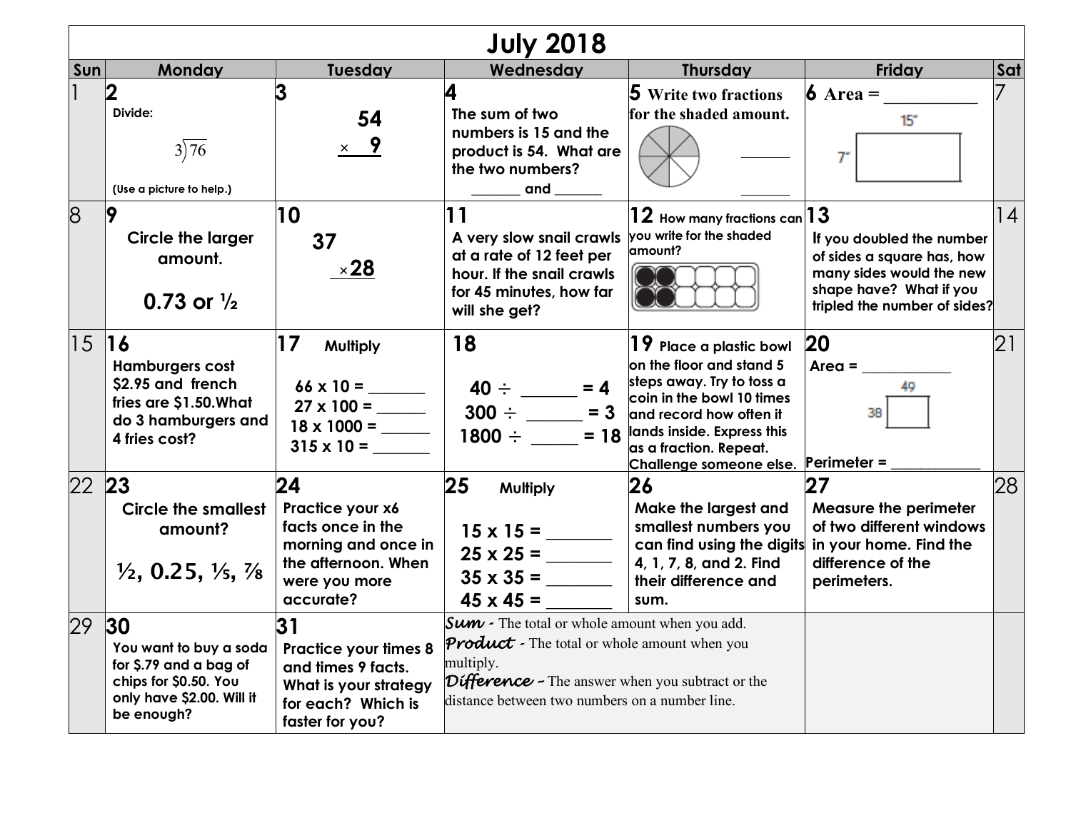# July 2018

| Sun | Monday | Tuesday | Wednesday | Thursday | Friday | Sat |
| --- | --- | --- | --- | --- | --- | --- |
| 1 | **2** Divide: $3\overline{)76}$ (Use a picture to help.) | **3** $54 \times 9$ | **4** The sum of two numbers is 15 and the product is 54. What are the two numbers? _______ and _______ | **5** Write two fractions for the shaded amount. ______ ______ | **6** Area = __________ 15" 7" | 7 |
| 8 | **9** Circle the larger amount. 0.73 or ½ | **10** $37 \times 28$ | **11** A very slow snail crawls at a rate of 12 feet per hour. If the snail crawls for 45 minutes, how far will she get? | **12** How many fractions can you write for the shaded amount? | **13** If you doubled the number of sides a square has, how many sides would the new shape have? What if you tripled the number of sides? | 14 |
| 15 | **16** Hamburgers cost $2.95 and french fries are $1.50. What do 3 hamburgers and 4 fries cost? | **17** Multiply 66 x 10 = _______ 27 x 100 = ______ 18 x 1000 = ______ 315 x 10 = _______ | **18** 40 ÷ ______ = 4 300 ÷ ______ = 3 1800 ÷ _____ = 18 | **19** Place a plastic bowl on the floor and stand 5 steps away. Try to toss a coin in the bowl 10 times and record how often it lands inside. Express this as a fraction. Repeat. Challenge someone else. | **20** Area = ___________ 49 38 Perimeter = ___________ | 21 |
| 22 | **23** Circle the smallest amount? ½, 0.25, ⅕, ⅞ | **24** Practice your x6 facts once in the morning and once in the afternoon. When were you more accurate? | **25** Multiply 15 x 15 = _______ 25 x 25 = _______ 35 x 35 = _______ 45 x 45 = _______ | **26** Make the largest and smallest numbers you can find using the digits 4, 1, 7, 8, and 2. Find their difference and sum. | **27** Measure the perimeter of two different windows in your home. Find the difference of the perimeters. | 28 |
| 29 | **30** You want to buy a soda for $.79 and a bag of chips for $0.50. You only have $2.00. Will it be enough? | **31** Practice your times 8 and times 9 facts. What is your strategy for each? Which is faster for you? | *Sum* - The total or whole amount when you add. *Product* - The total or whole amount when you multiply. *Difference* - The answer when you subtract or the distance between two numbers on a number line. | | | |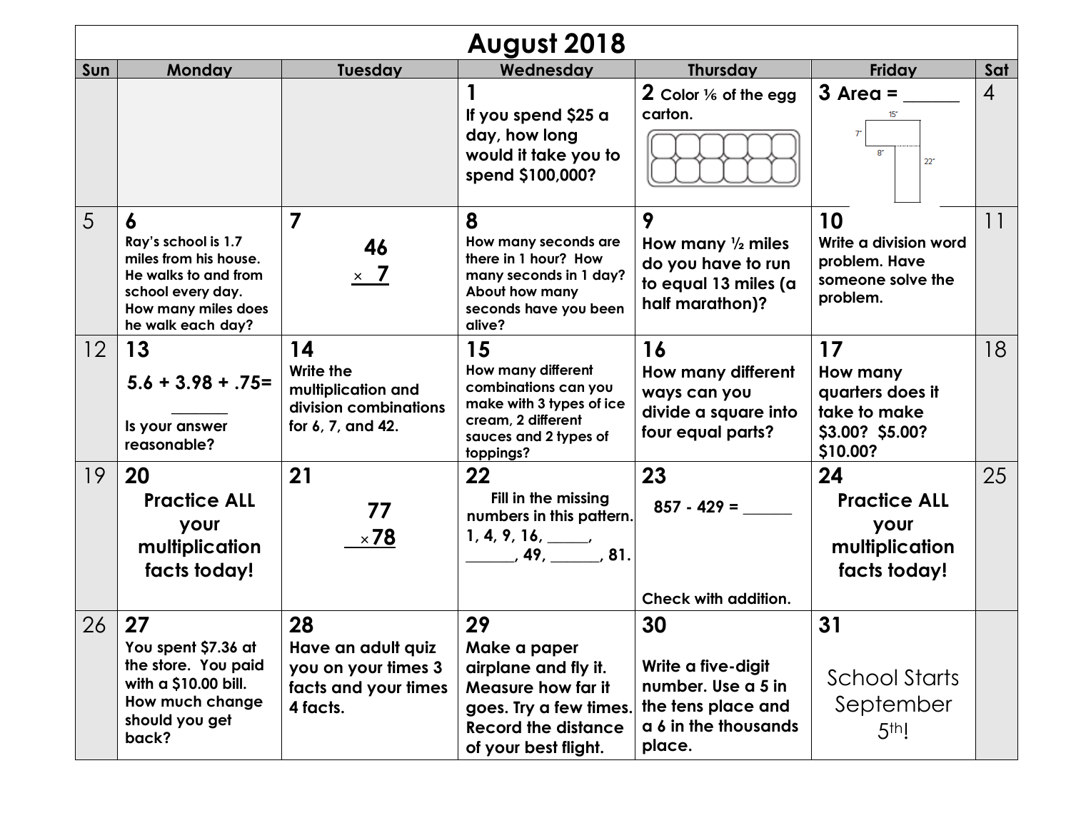# August 2018

| Sun | Monday | Tuesday | Wednesday | Thursday | Friday | Sat |
|---|---|---|---|---|---|---|
| | | | **1** If you spend $25 a day, how long would it take you to spend $100,000? | **2** Color ⅙ of the egg carton. | **3** Area = ______ 15" 7" 8" 22" | 4 |
| 5 | **6** Ray's school is 1.7 miles from his house. He walks to and from school every day. How many miles does he walk each day? | **7** $46 \times 7$ | **8** How many seconds are there in 1 hour? How many seconds in 1 day? About how many seconds have you been alive? | **9** How many ½ miles do you have to run to equal 13 miles (a half marathon)? | **10** Write a division word problem. Have someone solve the problem. | 11 |
| 12 | **13** 5.6 + 3.98 + .75= _______ Is your answer reasonable? | **14** Write the multiplication and division combinations for 6, 7, and 42. | **15** How many different combinations can you make with 3 types of ice cream, 2 different sauces and 2 types of toppings? | **16** How many different ways can you divide a square into four equal parts? | **17** How many quarters does it take to make $3.00? $5.00? $10.00? | 18 |
| 19 | **20** Practice ALL your multiplication facts today! | **21** $77 \times 78$ | **22** Fill in the missing numbers in this pattern. 1, 4, 9, 16, _____, ______, 49, ______, 81. | **23** 857 - 429 = ______ Check with addition. | **24** Practice ALL your multiplication facts today! | 25 |
| 26 | **27** You spent $7.36 at the store. You paid with a $10.00 bill. How much change should you get back? | **28** Have an adult quiz you on your times 3 facts and your times 4 facts. | **29** Make a paper airplane and fly it. Measure how far it goes. Try a few times. Record the distance of your best flight. | **30** Write a five-digit number. Use a 5 in the tens place and a 6 in the thousands place. | **31** School Starts September 5th! | |